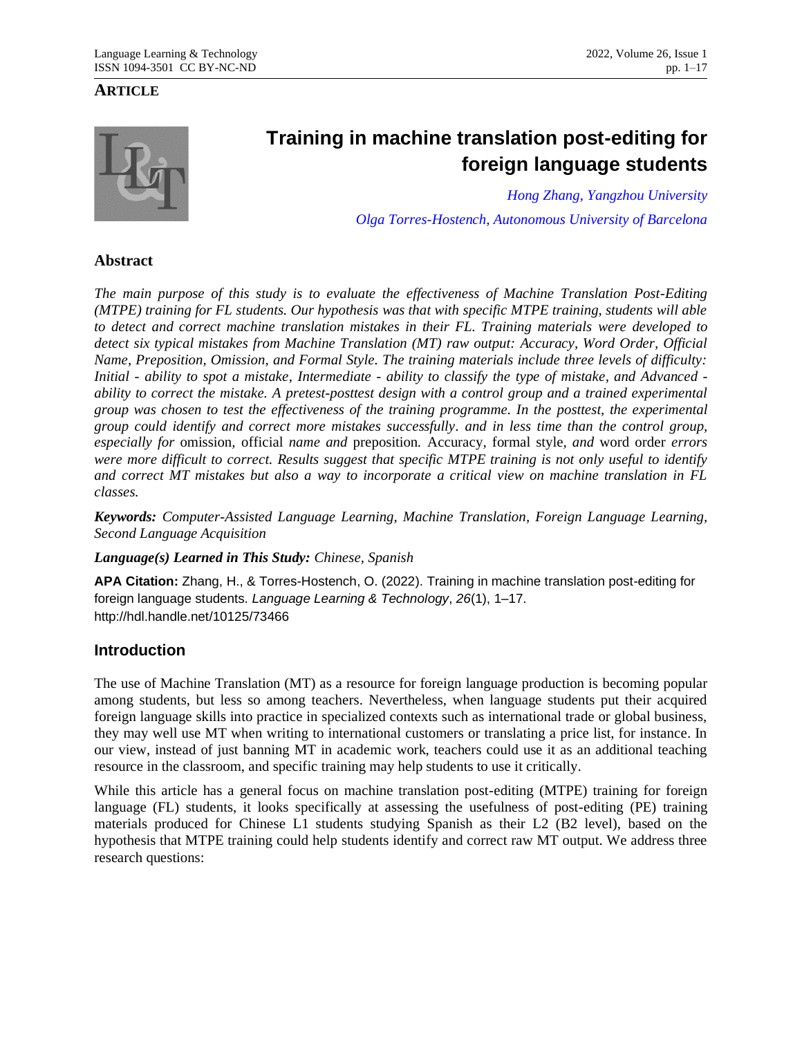**ARTICLE**

# Training in machine translation post-editing for foreign language students

*Hong Zhang, Yangzhou University*

*Olga Torres-Hostench, Autonomous University of Barcelona*

## Abstract

*The main purpose of this study is to evaluate the effectiveness of Machine Translation Post-Editing (MTPE) training for FL students. Our hypothesis was that with specific MTPE training, students will able to detect and correct machine translation mistakes in their FL. Training materials were developed to detect six typical mistakes from Machine Translation (MT) raw output: Accuracy, Word Order, Official Name, Preposition, Omission, and Formal Style. The training materials include three levels of difficulty: Initial - ability to spot a mistake, Intermediate - ability to classify the type of mistake, and Advanced - ability to correct the mistake. A pretest-posttest design with a control group and a trained experimental group was chosen to test the effectiveness of the training programme. In the posttest, the experimental group could identify and correct more mistakes successfully. and in less time than the control group, especially for* omission, official *name and* preposition*.* Accuracy, formal style*, and* word order *errors were more difficult to correct. Results suggest that specific MTPE training is not only useful to identify and correct MT mistakes but also a way to incorporate a critical view on machine translation in FL classes.*

***Keywords:*** *Computer-Assisted Language Learning, Machine Translation, Foreign Language Learning, Second Language Acquisition*

***Language(s) Learned in This Study:*** *Chinese, Spanish*

**APA Citation:** Zhang, H., & Torres-Hostench, O. (2022). Training in machine translation post-editing for foreign language students. *Language Learning & Technology*, *26*(1), 1–17. http://hdl.handle.net/10125/73466

## Introduction

The use of Machine Translation (MT) as a resource for foreign language production is becoming popular among students, but less so among teachers. Nevertheless, when language students put their acquired foreign language skills into practice in specialized contexts such as international trade or global business, they may well use MT when writing to international customers or translating a price list, for instance. In our view, instead of just banning MT in academic work, teachers could use it as an additional teaching resource in the classroom, and specific training may help students to use it critically.

While this article has a general focus on machine translation post-editing (MTPE) training for foreign language (FL) students, it looks specifically at assessing the usefulness of post-editing (PE) training materials produced for Chinese L1 students studying Spanish as their L2 (B2 level), based on the hypothesis that MTPE training could help students identify and correct raw MT output. We address three research questions: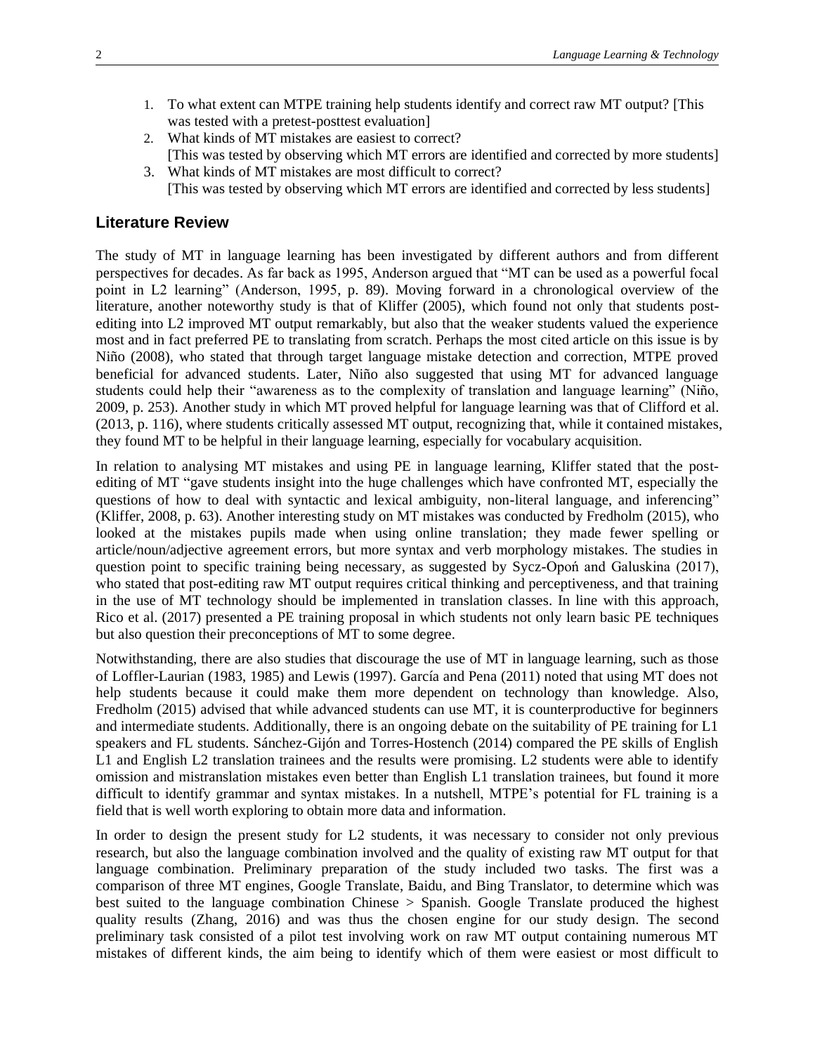1. To what extent can MTPE training help students identify and correct raw MT output? [This was tested with a pretest-posttest evaluation]
2. What kinds of MT mistakes are easiest to correct?
   [This was tested by observing which MT errors are identified and corrected by more students]
3. What kinds of MT mistakes are most difficult to correct?
   [This was tested by observing which MT errors are identified and corrected by less students]

## Literature Review

The study of MT in language learning has been investigated by different authors and from different perspectives for decades. As far back as 1995, Anderson argued that "MT can be used as a powerful focal point in L2 learning" (Anderson, 1995, p. 89). Moving forward in a chronological overview of the literature, another noteworthy study is that of Kliffer (2005), which found not only that students post-editing into L2 improved MT output remarkably, but also that the weaker students valued the experience most and in fact preferred PE to translating from scratch. Perhaps the most cited article on this issue is by Niño (2008), who stated that through target language mistake detection and correction, MTPE proved beneficial for advanced students. Later, Niño also suggested that using MT for advanced language students could help their "awareness as to the complexity of translation and language learning" (Niño, 2009, p. 253). Another study in which MT proved helpful for language learning was that of Clifford et al. (2013, p. 116), where students critically assessed MT output, recognizing that, while it contained mistakes, they found MT to be helpful in their language learning, especially for vocabulary acquisition.

In relation to analysing MT mistakes and using PE in language learning, Kliffer stated that the post-editing of MT "gave students insight into the huge challenges which have confronted MT, especially the questions of how to deal with syntactic and lexical ambiguity, non-literal language, and inferencing" (Kliffer, 2008, p. 63). Another interesting study on MT mistakes was conducted by Fredholm (2015), who looked at the mistakes pupils made when using online translation; they made fewer spelling or article/noun/adjective agreement errors, but more syntax and verb morphology mistakes. The studies in question point to specific training being necessary, as suggested by Sycz-Opoń and Galuskina (2017), who stated that post-editing raw MT output requires critical thinking and perceptiveness, and that training in the use of MT technology should be implemented in translation classes. In line with this approach, Rico et al. (2017) presented a PE training proposal in which students not only learn basic PE techniques but also question their preconceptions of MT to some degree.

Notwithstanding, there are also studies that discourage the use of MT in language learning, such as those of Loffler-Laurian (1983, 1985) and Lewis (1997). García and Pena (2011) noted that using MT does not help students because it could make them more dependent on technology than knowledge. Also, Fredholm (2015) advised that while advanced students can use MT, it is counterproductive for beginners and intermediate students. Additionally, there is an ongoing debate on the suitability of PE training for L1 speakers and FL students. Sánchez-Gijón and Torres-Hostench (2014) compared the PE skills of English L1 and English L2 translation trainees and the results were promising. L2 students were able to identify omission and mistranslation mistakes even better than English L1 translation trainees, but found it more difficult to identify grammar and syntax mistakes. In a nutshell, MTPE's potential for FL training is a field that is well worth exploring to obtain more data and information.

In order to design the present study for L2 students, it was necessary to consider not only previous research, but also the language combination involved and the quality of existing raw MT output for that language combination. Preliminary preparation of the study included two tasks. The first was a comparison of three MT engines, Google Translate, Baidu, and Bing Translator, to determine which was best suited to the language combination Chinese > Spanish. Google Translate produced the highest quality results (Zhang, 2016) and was thus the chosen engine for our study design. The second preliminary task consisted of a pilot test involving work on raw MT output containing numerous MT mistakes of different kinds, the aim being to identify which of them were easiest or most difficult to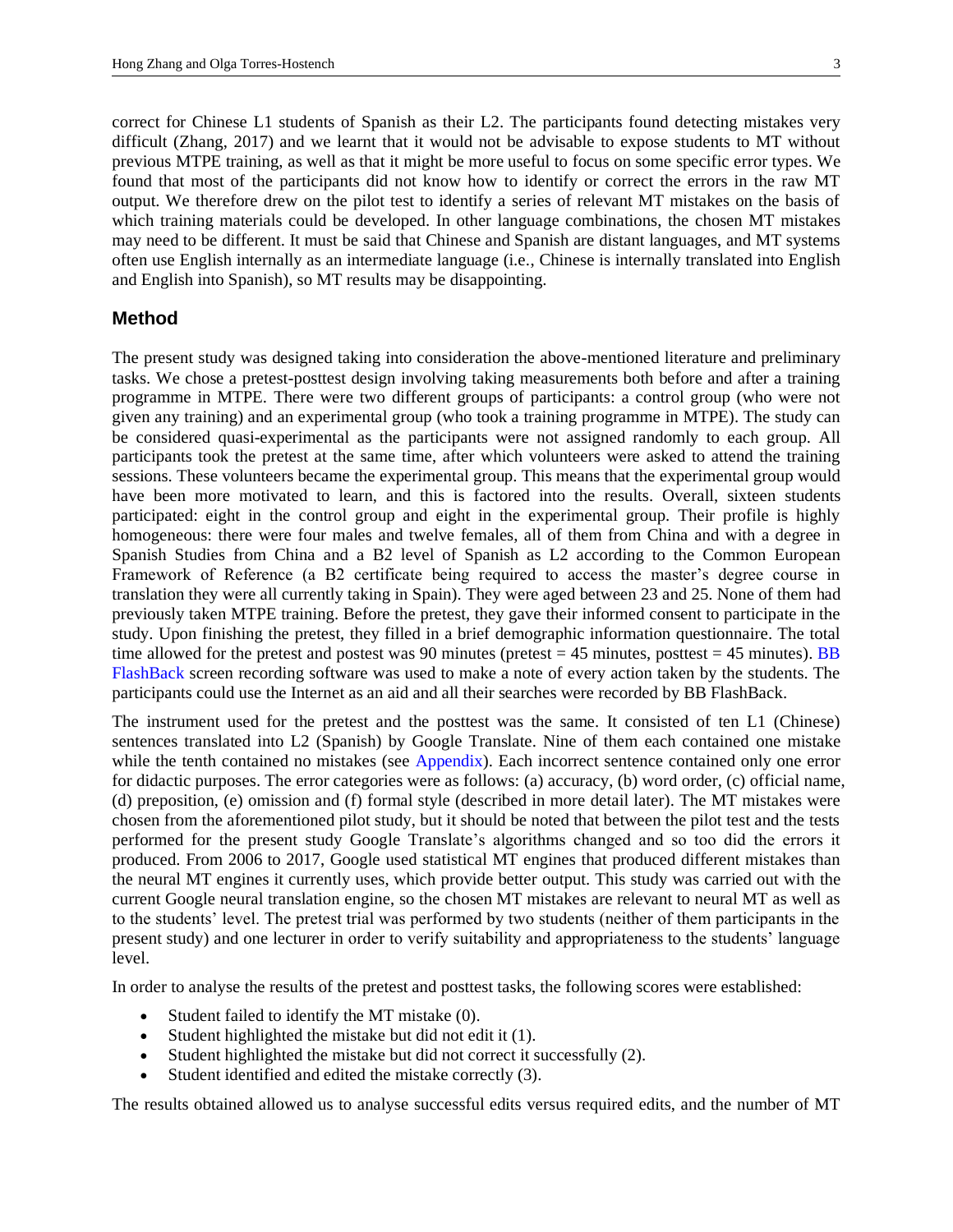correct for Chinese L1 students of Spanish as their L2. The participants found detecting mistakes very difficult (Zhang, 2017) and we learnt that it would not be advisable to expose students to MT without previous MTPE training, as well as that it might be more useful to focus on some specific error types. We found that most of the participants did not know how to identify or correct the errors in the raw MT output. We therefore drew on the pilot test to identify a series of relevant MT mistakes on the basis of which training materials could be developed. In other language combinations, the chosen MT mistakes may need to be different. It must be said that Chinese and Spanish are distant languages, and MT systems often use English internally as an intermediate language (i.e., Chinese is internally translated into English and English into Spanish), so MT results may be disappointing.

## Method

The present study was designed taking into consideration the above-mentioned literature and preliminary tasks. We chose a pretest-posttest design involving taking measurements both before and after a training programme in MTPE. There were two different groups of participants: a control group (who were not given any training) and an experimental group (who took a training programme in MTPE). The study can be considered quasi-experimental as the participants were not assigned randomly to each group. All participants took the pretest at the same time, after which volunteers were asked to attend the training sessions. These volunteers became the experimental group. This means that the experimental group would have been more motivated to learn, and this is factored into the results. Overall, sixteen students participated: eight in the control group and eight in the experimental group. Their profile is highly homogeneous: there were four males and twelve females, all of them from China and with a degree in Spanish Studies from China and a B2 level of Spanish as L2 according to the Common European Framework of Reference (a B2 certificate being required to access the master's degree course in translation they were all currently taking in Spain). They were aged between 23 and 25. None of them had previously taken MTPE training. Before the pretest, they gave their informed consent to participate in the study. Upon finishing the pretest, they filled in a brief demographic information questionnaire. The total time allowed for the pretest and postest was 90 minutes (pretest = 45 minutes, posttest = 45 minutes). BB FlashBack screen recording software was used to make a note of every action taken by the students. The participants could use the Internet as an aid and all their searches were recorded by BB FlashBack.

The instrument used for the pretest and the posttest was the same. It consisted of ten L1 (Chinese) sentences translated into L2 (Spanish) by Google Translate. Nine of them each contained one mistake while the tenth contained no mistakes (see Appendix). Each incorrect sentence contained only one error for didactic purposes. The error categories were as follows: (a) accuracy, (b) word order, (c) official name, (d) preposition, (e) omission and (f) formal style (described in more detail later). The MT mistakes were chosen from the aforementioned pilot study, but it should be noted that between the pilot test and the tests performed for the present study Google Translate's algorithms changed and so too did the errors it produced. From 2006 to 2017, Google used statistical MT engines that produced different mistakes than the neural MT engines it currently uses, which provide better output. This study was carried out with the current Google neural translation engine, so the chosen MT mistakes are relevant to neural MT as well as to the students' level. The pretest trial was performed by two students (neither of them participants in the present study) and one lecturer in order to verify suitability and appropriateness to the students' language level.

In order to analyse the results of the pretest and posttest tasks, the following scores were established:

- Student failed to identify the MT mistake (0).
- Student highlighted the mistake but did not edit it (1).
- Student highlighted the mistake but did not correct it successfully (2).
- Student identified and edited the mistake correctly (3).

The results obtained allowed us to analyse successful edits versus required edits, and the number of MT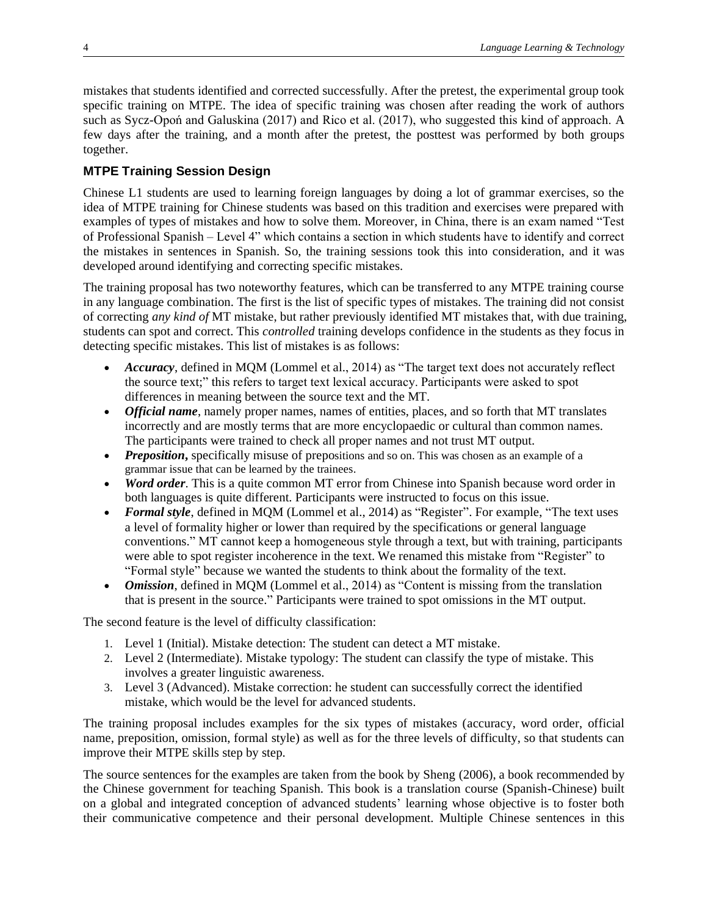mistakes that students identified and corrected successfully. After the pretest, the experimental group took specific training on MTPE. The idea of specific training was chosen after reading the work of authors such as Sycz-Opoń and Galuskina (2017) and Rico et al. (2017), who suggested this kind of approach. A few days after the training, and a month after the pretest, the posttest was performed by both groups together.

### MTPE Training Session Design

Chinese L1 students are used to learning foreign languages by doing a lot of grammar exercises, so the idea of MTPE training for Chinese students was based on this tradition and exercises were prepared with examples of types of mistakes and how to solve them. Moreover, in China, there is an exam named "Test of Professional Spanish – Level 4" which contains a section in which students have to identify and correct the mistakes in sentences in Spanish. So, the training sessions took this into consideration, and it was developed around identifying and correcting specific mistakes.

The training proposal has two noteworthy features, which can be transferred to any MTPE training course in any language combination. The first is the list of specific types of mistakes. The training did not consist of correcting *any kind of* MT mistake, but rather previously identified MT mistakes that, with due training, students can spot and correct. This *controlled* training develops confidence in the students as they focus in detecting specific mistakes. This list of mistakes is as follows:

- ***Accuracy***, defined in MQM (Lommel et al., 2014) as "The target text does not accurately reflect the source text;" this refers to target text lexical accuracy. Participants were asked to spot differences in meaning between the source text and the MT.
- ***Official name***, namely proper names, names of entities, places, and so forth that MT translates incorrectly and are mostly terms that are more encyclopaedic or cultural than common names. The participants were trained to check all proper names and not trust MT output.
- ***Preposition*,** specifically misuse of prepositions and so on. This was chosen as an example of a grammar issue that can be learned by the trainees.
- ***Word order***. This is a quite common MT error from Chinese into Spanish because word order in both languages is quite different. Participants were instructed to focus on this issue.
- ***Formal style***, defined in MQM (Lommel et al., 2014) as "Register". For example, "The text uses a level of formality higher or lower than required by the specifications or general language conventions." MT cannot keep a homogeneous style through a text, but with training, participants were able to spot register incoherence in the text. We renamed this mistake from "Register" to "Formal style" because we wanted the students to think about the formality of the text.
- ***Omission***, defined in MQM (Lommel et al., 2014) as "Content is missing from the translation that is present in the source." Participants were trained to spot omissions in the MT output.

The second feature is the level of difficulty classification:

1. Level 1 (Initial). Mistake detection: The student can detect a MT mistake.
2. Level 2 (Intermediate). Mistake typology: The student can classify the type of mistake. This involves a greater linguistic awareness.
3. Level 3 (Advanced). Mistake correction: he student can successfully correct the identified mistake, which would be the level for advanced students.

The training proposal includes examples for the six types of mistakes (accuracy, word order, official name, preposition, omission, formal style) as well as for the three levels of difficulty, so that students can improve their MTPE skills step by step.

The source sentences for the examples are taken from the book by Sheng (2006), a book recommended by the Chinese government for teaching Spanish. This book is a translation course (Spanish-Chinese) built on a global and integrated conception of advanced students' learning whose objective is to foster both their communicative competence and their personal development. Multiple Chinese sentences in this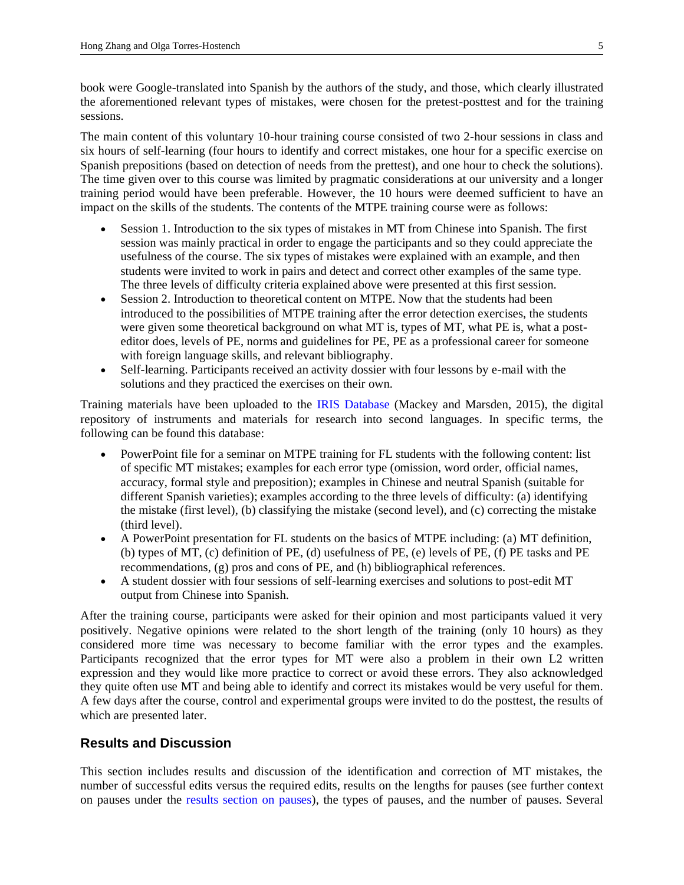book were Google-translated into Spanish by the authors of the study, and those, which clearly illustrated the aforementioned relevant types of mistakes, were chosen for the pretest-posttest and for the training sessions.

The main content of this voluntary 10-hour training course consisted of two 2-hour sessions in class and six hours of self-learning (four hours to identify and correct mistakes, one hour for a specific exercise on Spanish prepositions (based on detection of needs from the prettest), and one hour to check the solutions). The time given over to this course was limited by pragmatic considerations at our university and a longer training period would have been preferable. However, the 10 hours were deemed sufficient to have an impact on the skills of the students. The contents of the MTPE training course were as follows:

- Session 1. Introduction to the six types of mistakes in MT from Chinese into Spanish. The first session was mainly practical in order to engage the participants and so they could appreciate the usefulness of the course. The six types of mistakes were explained with an example, and then students were invited to work in pairs and detect and correct other examples of the same type. The three levels of difficulty criteria explained above were presented at this first session.
- Session 2. Introduction to theoretical content on MTPE. Now that the students had been introduced to the possibilities of MTPE training after the error detection exercises, the students were given some theoretical background on what MT is, types of MT, what PE is, what a post-editor does, levels of PE, norms and guidelines for PE, PE as a professional career for someone with foreign language skills, and relevant bibliography.
- Self-learning. Participants received an activity dossier with four lessons by e-mail with the solutions and they practiced the exercises on their own.

Training materials have been uploaded to the IRIS Database (Mackey and Marsden, 2015), the digital repository of instruments and materials for research into second languages. In specific terms, the following can be found this database:

- PowerPoint file for a seminar on MTPE training for FL students with the following content: list of specific MT mistakes; examples for each error type (omission, word order, official names, accuracy, formal style and preposition); examples in Chinese and neutral Spanish (suitable for different Spanish varieties); examples according to the three levels of difficulty: (a) identifying the mistake (first level), (b) classifying the mistake (second level), and (c) correcting the mistake (third level).
- A PowerPoint presentation for FL students on the basics of MTPE including: (a) MT definition, (b) types of MT, (c) definition of PE, (d) usefulness of PE, (e) levels of PE, (f) PE tasks and PE recommendations, (g) pros and cons of PE, and (h) bibliographical references.
- A student dossier with four sessions of self-learning exercises and solutions to post-edit MT output from Chinese into Spanish.

After the training course, participants were asked for their opinion and most participants valued it very positively. Negative opinions were related to the short length of the training (only 10 hours) as they considered more time was necessary to become familiar with the error types and the examples. Participants recognized that the error types for MT were also a problem in their own L2 written expression and they would like more practice to correct or avoid these errors. They also acknowledged they quite often use MT and being able to identify and correct its mistakes would be very useful for them. A few days after the course, control and experimental groups were invited to do the posttest, the results of which are presented later.

## Results and Discussion

This section includes results and discussion of the identification and correction of MT mistakes, the number of successful edits versus the required edits, results on the lengths for pauses (see further context on pauses under the results section on pauses), the types of pauses, and the number of pauses. Several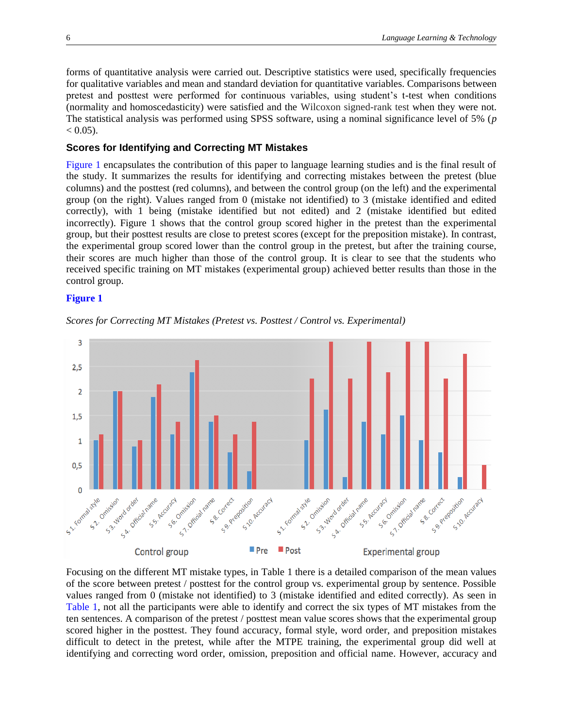forms of quantitative analysis were carried out. Descriptive statistics were used, specifically frequencies for qualitative variables and mean and standard deviation for quantitative variables. Comparisons between pretest and posttest were performed for continuous variables, using student's t-test when conditions (normality and homoscedasticity) were satisfied and the Wilcoxon signed-rank test when they were not. The statistical analysis was performed using SPSS software, using a nominal significance level of 5% ($p < 0.05$).

### Scores for Identifying and Correcting MT Mistakes

Figure 1 encapsulates the contribution of this paper to language learning studies and is the final result of the study. It summarizes the results for identifying and correcting mistakes between the pretest (blue columns) and the posttest (red columns), and between the control group (on the left) and the experimental group (on the right). Values ranged from 0 (mistake not identified) to 3 (mistake identified and edited correctly), with 1 being (mistake identified but not edited) and 2 (mistake identified but edited incorrectly). Figure 1 shows that the control group scored higher in the pretest than the experimental group, but their posttest results are close to pretest scores (except for the preposition mistake). In contrast, the experimental group scored lower than the control group in the pretest, but after the training course, their scores are much higher than those of the control group. It is clear to see that the students who received specific training on MT mistakes (experimental group) achieved better results than those in the control group.

**Figure 1**

*Scores for Correcting MT Mistakes (Pretest vs. Posttest / Control vs. Experimental)*

Focusing on the different MT mistake types, in Table 1 there is a detailed comparison of the mean values of the score between pretest / posttest for the control group vs. experimental group by sentence. Possible values ranged from 0 (mistake not identified) to 3 (mistake identified and edited correctly). As seen in Table 1, not all the participants were able to identify and correct the six types of MT mistakes from the ten sentences. A comparison of the pretest / posttest mean value scores shows that the experimental group scored higher in the posttest. They found accuracy, formal style, word order, and preposition mistakes difficult to detect in the pretest, while after the MTPE training, the experimental group did well at identifying and correcting word order, omission, preposition and official name. However, accuracy and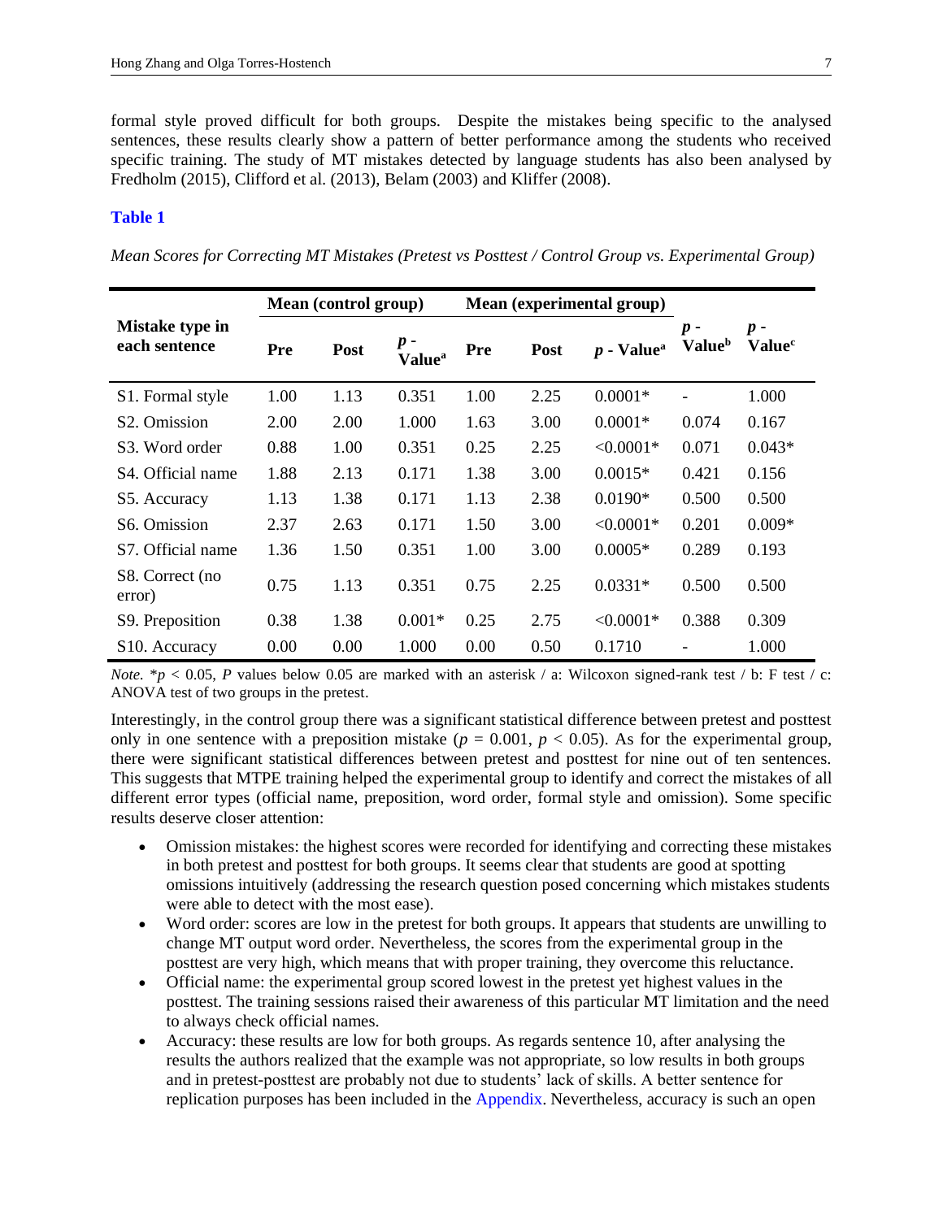formal style proved difficult for both groups. Despite the mistakes being specific to the analysed sentences, these results clearly show a pattern of better performance among the students who received specific training. The study of MT mistakes detected by language students has also been analysed by Fredholm (2015), Clifford et al. (2013), Belam (2003) and Kliffer (2008).

**Table 1**

*Mean Scores for Correcting MT Mistakes (Pretest vs Posttest / Control Group vs. Experimental Group)*

| Mistake type in each sentence | Mean (control group) | | | Mean (experimental group) | | | | |
|---|---|---|---|---|---|---|---|---|
| | Pre | Post | *p* - Value[a] | Pre | Post | *p* - Value[a] | *p* - Value[b] | *p* - Value[c] |
| S1. Formal style | 1.00 | 1.13 | 0.351 | 1.00 | 2.25 | 0.0001* | - | 1.000 |
| S2. Omission | 2.00 | 2.00 | 1.000 | 1.63 | 3.00 | 0.0001* | 0.074 | 0.167 |
| S3. Word order | 0.88 | 1.00 | 0.351 | 0.25 | 2.25 | <0.0001* | 0.071 | 0.043* |
| S4. Official name | 1.88 | 2.13 | 0.171 | 1.38 | 3.00 | 0.0015* | 0.421 | 0.156 |
| S5. Accuracy | 1.13 | 1.38 | 0.171 | 1.13 | 2.38 | 0.0190* | 0.500 | 0.500 |
| S6. Omission | 2.37 | 2.63 | 0.171 | 1.50 | 3.00 | <0.0001* | 0.201 | 0.009* |
| S7. Official name | 1.36 | 1.50 | 0.351 | 1.00 | 3.00 | 0.0005* | 0.289 | 0.193 |
| S8. Correct (no error) | 0.75 | 1.13 | 0.351 | 0.75 | 2.25 | 0.0331* | 0.500 | 0.500 |
| S9. Preposition | 0.38 | 1.38 | 0.001* | 0.25 | 2.75 | <0.0001* | 0.388 | 0.309 |
| S10. Accuracy | 0.00 | 0.00 | 1.000 | 0.00 | 0.50 | 0.1710 | - | 1.000 |

*Note.* *$p < 0.05$, *P* values below 0.05 are marked with an asterisk / a: Wilcoxon signed-rank test / b: F test / c: ANOVA test of two groups in the pretest.

Interestingly, in the control group there was a significant statistical difference between pretest and posttest only in one sentence with a preposition mistake ($p = 0.001$, $p < 0.05$). As for the experimental group, there were significant statistical differences between pretest and posttest for nine out of ten sentences. This suggests that MTPE training helped the experimental group to identify and correct the mistakes of all different error types (official name, preposition, word order, formal style and omission). Some specific results deserve closer attention:

- Omission mistakes: the highest scores were recorded for identifying and correcting these mistakes in both pretest and posttest for both groups. It seems clear that students are good at spotting omissions intuitively (addressing the research question posed concerning which mistakes students were able to detect with the most ease).
- Word order: scores are low in the pretest for both groups. It appears that students are unwilling to change MT output word order. Nevertheless, the scores from the experimental group in the posttest are very high, which means that with proper training, they overcome this reluctance.
- Official name: the experimental group scored lowest in the pretest yet highest values in the posttest. The training sessions raised their awareness of this particular MT limitation and the need to always check official names.
- Accuracy: these results are low for both groups. As regards sentence 10, after analysing the results the authors realized that the example was not appropriate, so low results in both groups and in pretest-posttest are probably not due to students' lack of skills. A better sentence for replication purposes has been included in the Appendix. Nevertheless, accuracy is such an open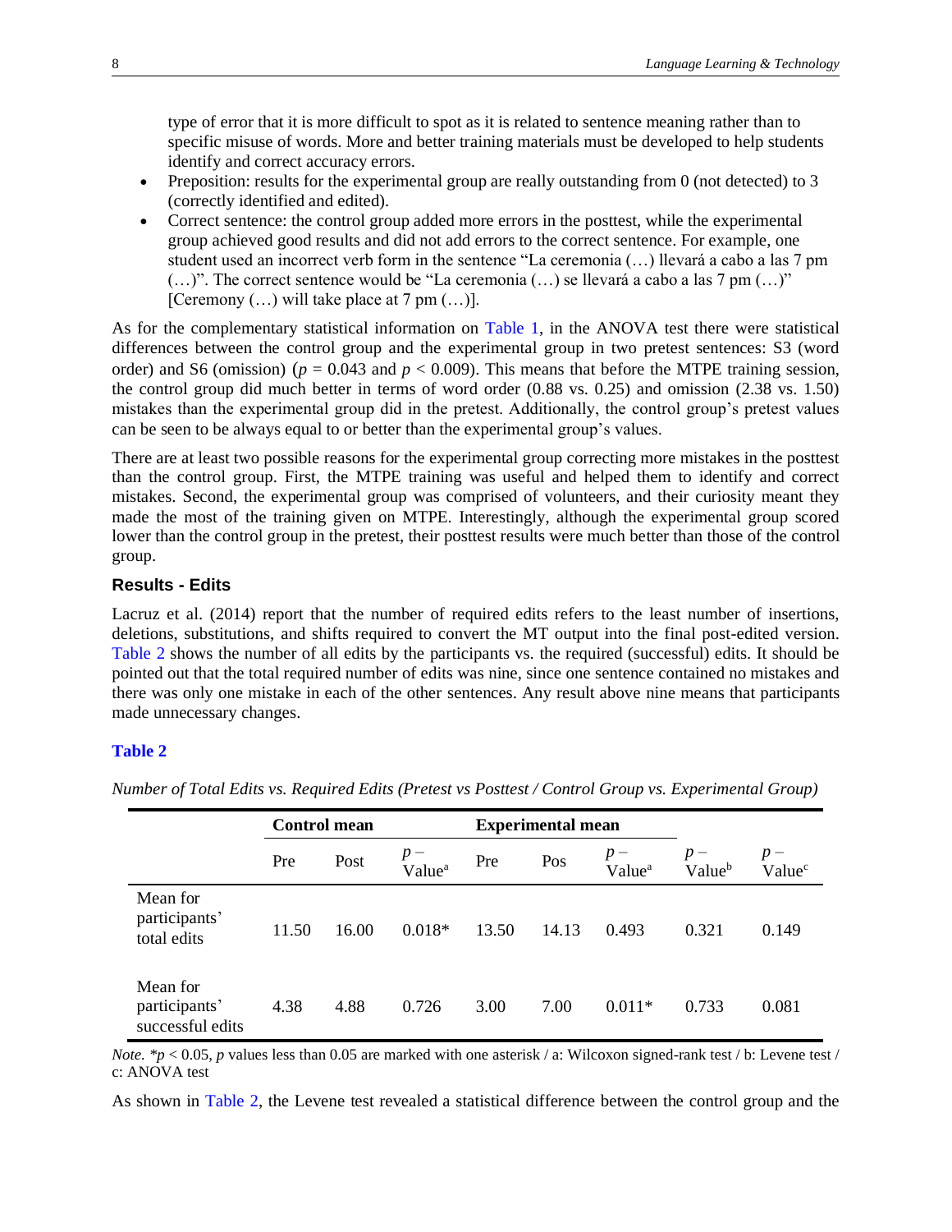type of error that it is more difficult to spot as it is related to sentence meaning rather than to specific misuse of words. More and better training materials must be developed to help students identify and correct accuracy errors.

- Preposition: results for the experimental group are really outstanding from 0 (not detected) to 3 (correctly identified and edited).
- Correct sentence: the control group added more errors in the posttest, while the experimental group achieved good results and did not add errors to the correct sentence. For example, one student used an incorrect verb form in the sentence "La ceremonia (…) llevará a cabo a las 7 pm (…)". The correct sentence would be "La ceremonia (…) se llevará a cabo a las 7 pm (…)" [Ceremony (…) will take place at 7 pm (…)].

As for the complementary statistical information on Table 1, in the ANOVA test there were statistical differences between the control group and the experimental group in two pretest sentences: S3 (word order) and S6 (omission) ($p = 0.043$ and $p < 0.009$). This means that before the MTPE training session, the control group did much better in terms of word order (0.88 vs. 0.25) and omission (2.38 vs. 1.50) mistakes than the experimental group did in the pretest. Additionally, the control group's pretest values can be seen to be always equal to or better than the experimental group's values.

There are at least two possible reasons for the experimental group correcting more mistakes in the posttest than the control group. First, the MTPE training was useful and helped them to identify and correct mistakes. Second, the experimental group was comprised of volunteers, and their curiosity meant they made the most of the training given on MTPE. Interestingly, although the experimental group scored lower than the control group in the pretest, their posttest results were much better than those of the control group.

### Results - Edits

Lacruz et al. (2014) report that the number of required edits refers to the least number of insertions, deletions, substitutions, and shifts required to convert the MT output into the final post-edited version. Table 2 shows the number of all edits by the participants vs. the required (successful) edits. It should be pointed out that the total required number of edits was nine, since one sentence contained no mistakes and there was only one mistake in each of the other sentences. Any result above nine means that participants made unnecessary changes.

**Table 2**

*Number of Total Edits vs. Required Edits (Pretest vs Posttest / Control Group vs. Experimental Group)*

| | **Control mean** | | | **Experimental mean** | | | | |
|---|---|---|---|---|---|---|---|---|
| | Pre | Post | $p$ – Value[a] | Pre | Pos | $p$ – Value[a] | $p$ – Value[b] | $p$ – Value[c] |
| Mean for participants' total edits | 11.50 | 16.00 | 0.018* | 13.50 | 14.13 | 0.493 | 0.321 | 0.149 |
| Mean for participants' successful edits | 4.38 | 4.88 | 0.726 | 3.00 | 7.00 | 0.011* | 0.733 | 0.081 |

*Note.* *$p < 0.05$, $p$ values less than 0.05 are marked with one asterisk / a: Wilcoxon signed-rank test / b: Levene test / c: ANOVA test

As shown in Table 2, the Levene test revealed a statistical difference between the control group and the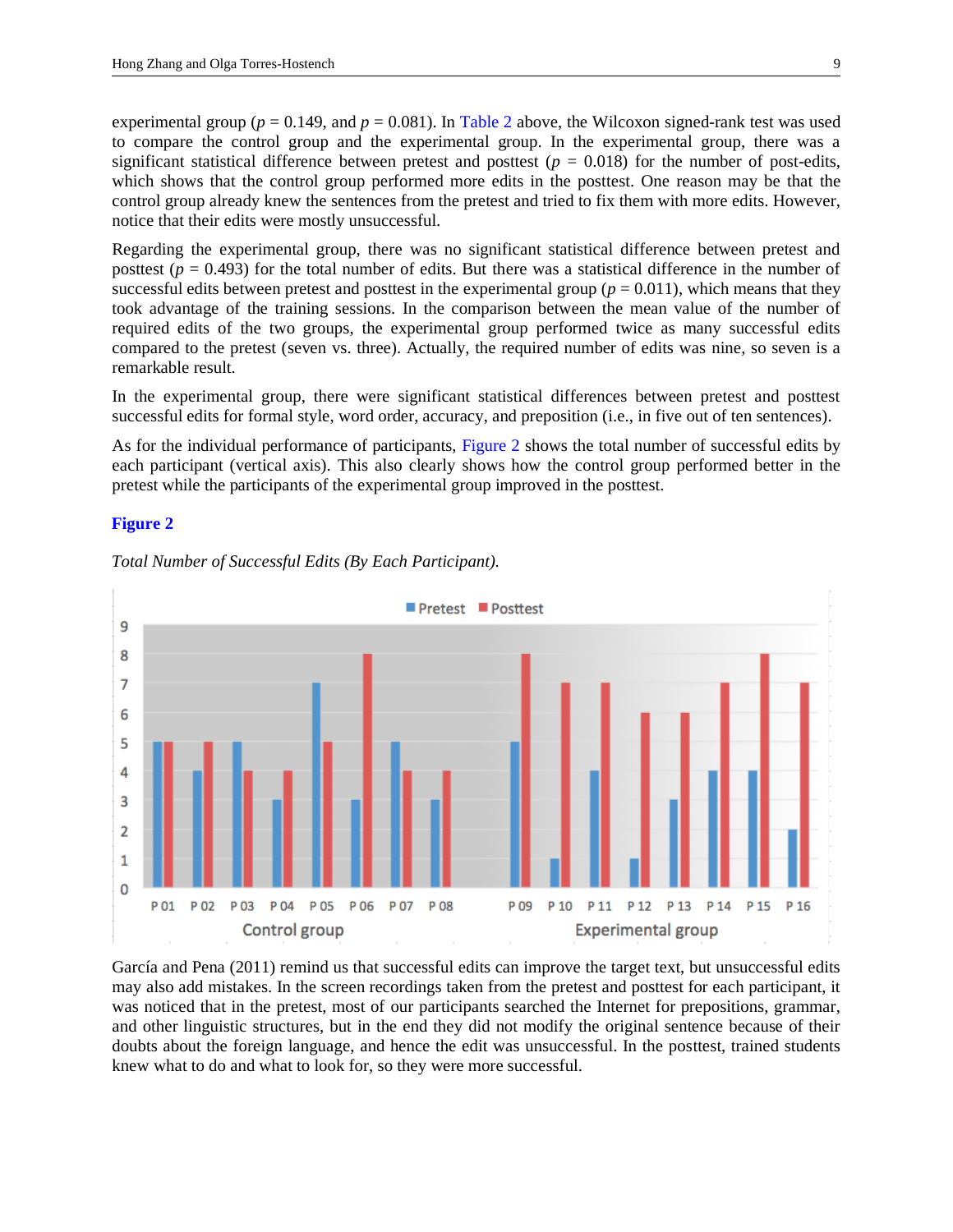experimental group ($p$ = 0.149, and $p$ = 0.081). In Table 2 above, the Wilcoxon signed-rank test was used to compare the control group and the experimental group. In the experimental group, there was a significant statistical difference between pretest and posttest ($p$ = 0.018) for the number of post-edits, which shows that the control group performed more edits in the posttest. One reason may be that the control group already knew the sentences from the pretest and tried to fix them with more edits. However, notice that their edits were mostly unsuccessful.

Regarding the experimental group, there was no significant statistical difference between pretest and posttest ($p$ = 0.493) for the total number of edits. But there was a statistical difference in the number of successful edits between pretest and posttest in the experimental group ($p$ = 0.011), which means that they took advantage of the training sessions. In the comparison between the mean value of the number of required edits of the two groups, the experimental group performed twice as many successful edits compared to the pretest (seven vs. three). Actually, the required number of edits was nine, so seven is a remarkable result.

In the experimental group, there were significant statistical differences between pretest and posttest successful edits for formal style, word order, accuracy, and preposition (i.e., in five out of ten sentences).

As for the individual performance of participants, Figure 2 shows the total number of successful edits by each participant (vertical axis). This also clearly shows how the control group performed better in the pretest while the participants of the experimental group improved in the posttest.

**Figure 2**

*Total Number of Successful Edits (By Each Participant).*

| Participant | Group | Pretest | Posttest |
|---|---|---|---|
| P 01 | Control group | 5 | 5 |
| P 02 | Control group | 4 | 5 |
| P 03 | Control group | 5 | 4 |
| P 04 | Control group | 3 | 4 |
| P 05 | Control group | 7 | 5 |
| P 06 | Control group | 3 | 8 |
| P 07 | Control group | 5 | 4 |
| P 08 | Control group | 3 | 4 |
| P 09 | Experimental group | 5 | 8 |
| P 10 | Experimental group | 1 | 7 |
| P 11 | Experimental group | 4 | 7 |
| P 12 | Experimental group | 1 | 6 |
| P 13 | Experimental group | 3 | 6 |
| P 14 | Experimental group | 4 | 7 |
| P 15 | Experimental group | 4 | 8 |
| P 16 | Experimental group | 2 | 7 |

García and Pena (2011) remind us that successful edits can improve the target text, but unsuccessful edits may also add mistakes. In the screen recordings taken from the pretest and posttest for each participant, it was noticed that in the pretest, most of our participants searched the Internet for prepositions, grammar, and other linguistic structures, but in the end they did not modify the original sentence because of their doubts about the foreign language, and hence the edit was unsuccessful. In the posttest, trained students knew what to do and what to look for, so they were more successful.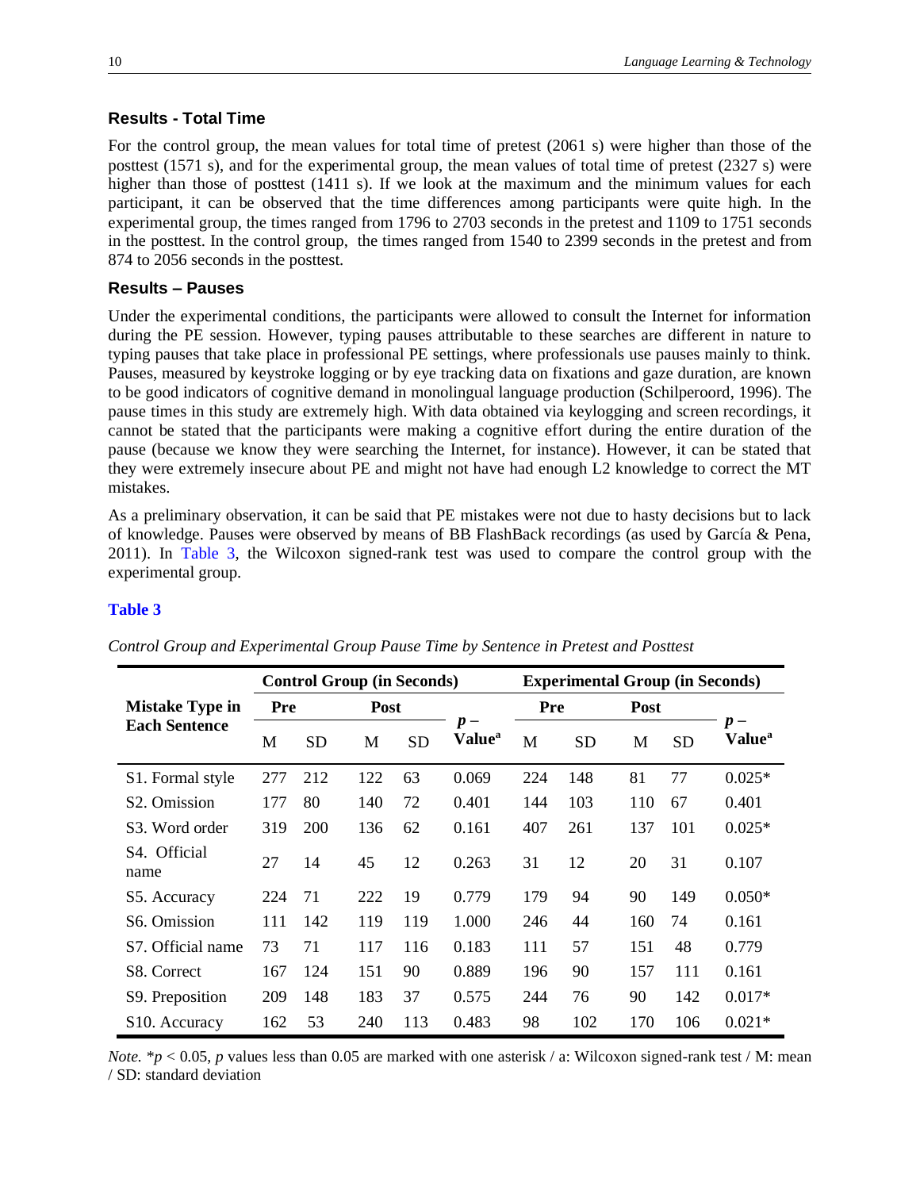### Results - Total Time

For the control group, the mean values for total time of pretest (2061 s) were higher than those of the posttest (1571 s), and for the experimental group, the mean values of total time of pretest (2327 s) were higher than those of posttest (1411 s). If we look at the maximum and the minimum values for each participant, it can be observed that the time differences among participants were quite high. In the experimental group, the times ranged from 1796 to 2703 seconds in the pretest and 1109 to 1751 seconds in the posttest. In the control group, the times ranged from 1540 to 2399 seconds in the pretest and from 874 to 2056 seconds in the posttest.

### Results – Pauses

Under the experimental conditions, the participants were allowed to consult the Internet for information during the PE session. However, typing pauses attributable to these searches are different in nature to typing pauses that take place in professional PE settings, where professionals use pauses mainly to think. Pauses, measured by keystroke logging or by eye tracking data on fixations and gaze duration, are known to be good indicators of cognitive demand in monolingual language production (Schilperoord, 1996). The pause times in this study are extremely high. With data obtained via keylogging and screen recordings, it cannot be stated that the participants were making a cognitive effort during the entire duration of the pause (because we know they were searching the Internet, for instance). However, it can be stated that they were extremely insecure about PE and might not have had enough L2 knowledge to correct the MT mistakes.

As a preliminary observation, it can be said that PE mistakes were not due to hasty decisions but to lack of knowledge. Pauses were observed by means of BB FlashBack recordings (as used by García & Pena, 2011). In Table 3, the Wilcoxon signed-rank test was used to compare the control group with the experimental group.

**Table 3**

*Control Group and Experimental Group Pause Time by Sentence in Pretest and Posttest*

| Mistake Type in Each Sentence | Control Group (in Seconds) | | | | | Experimental Group (in Seconds) | | | | |
|---|---|---|---|---|---|---|---|---|---|---|
| | Pre | | Post | | *p* – Value[a] | Pre | | Post | | *p* – Value[a] |
| | M | SD | M | SD | | M | SD | M | SD | |
| S1. Formal style | 277 | 212 | 122 | 63 | 0.069 | 224 | 148 | 81 | 77 | 0.025* |
| S2. Omission | 177 | 80 | 140 | 72 | 0.401 | 144 | 103 | 110 | 67 | 0.401 |
| S3. Word order | 319 | 200 | 136 | 62 | 0.161 | 407 | 261 | 137 | 101 | 0.025* |
| S4. Official name | 27 | 14 | 45 | 12 | 0.263 | 31 | 12 | 20 | 31 | 0.107 |
| S5. Accuracy | 224 | 71 | 222 | 19 | 0.779 | 179 | 94 | 90 | 149 | 0.050* |
| S6. Omission | 111 | 142 | 119 | 119 | 1.000 | 246 | 44 | 160 | 74 | 0.161 |
| S7. Official name | 73 | 71 | 117 | 116 | 0.183 | 111 | 57 | 151 | 48 | 0.779 |
| S8. Correct | 167 | 124 | 151 | 90 | 0.889 | 196 | 90 | 157 | 111 | 0.161 |
| S9. Preposition | 209 | 148 | 183 | 37 | 0.575 | 244 | 76 | 90 | 142 | 0.017* |
| S10. Accuracy | 162 | 53 | 240 | 113 | 0.483 | 98 | 102 | 170 | 106 | 0.021* |

*Note.* $*p < 0.05$, *p* values less than 0.05 are marked with one asterisk / a: Wilcoxon signed-rank test / M: mean / SD: standard deviation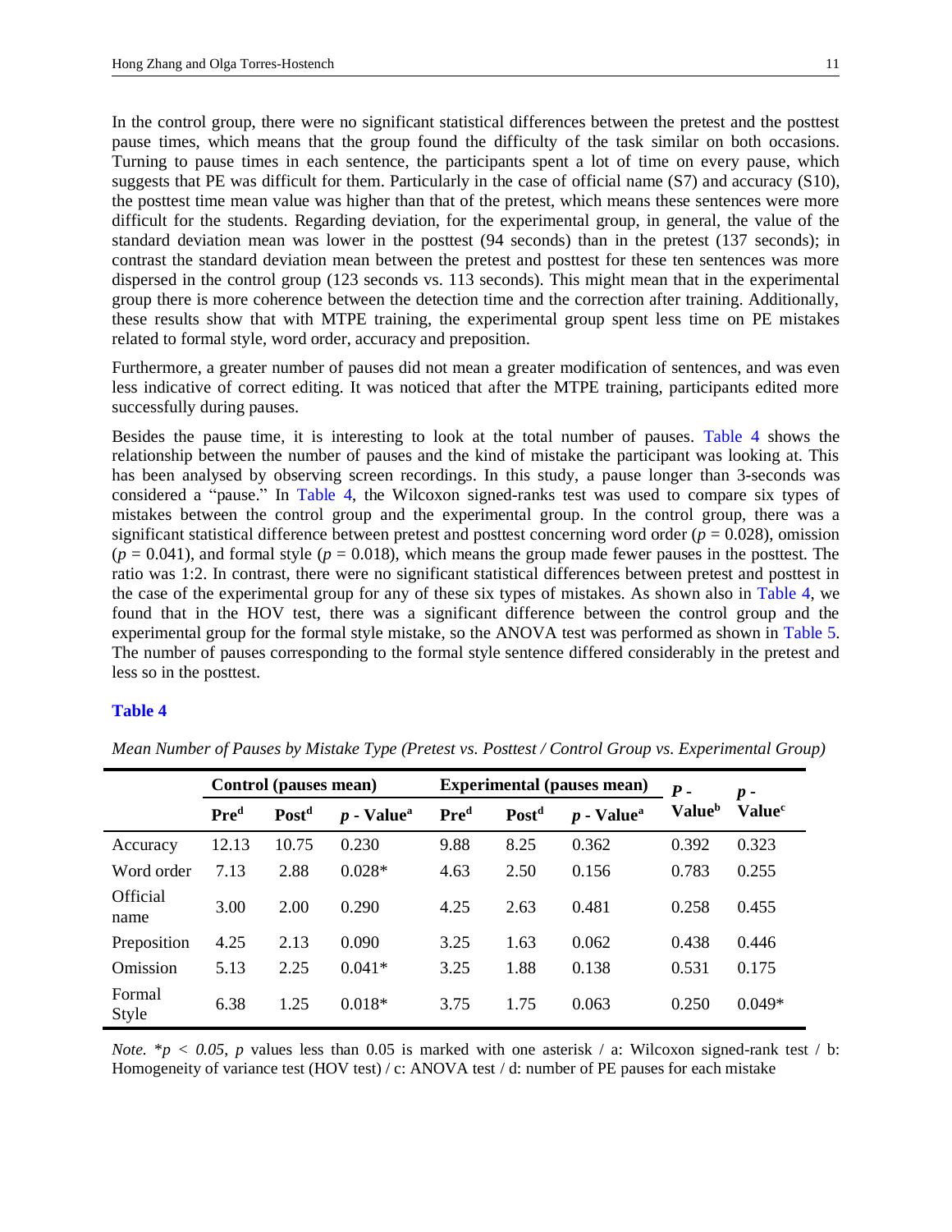In the control group, there were no significant statistical differences between the pretest and the posttest pause times, which means that the group found the difficulty of the task similar on both occasions. Turning to pause times in each sentence, the participants spent a lot of time on every pause, which suggests that PE was difficult for them. Particularly in the case of official name (S7) and accuracy (S10), the posttest time mean value was higher than that of the pretest, which means these sentences were more difficult for the students. Regarding deviation, for the experimental group, in general, the value of the standard deviation mean was lower in the posttest (94 seconds) than in the pretest (137 seconds); in contrast the standard deviation mean between the pretest and posttest for these ten sentences was more dispersed in the control group (123 seconds vs. 113 seconds). This might mean that in the experimental group there is more coherence between the detection time and the correction after training. Additionally, these results show that with MTPE training, the experimental group spent less time on PE mistakes related to formal style, word order, accuracy and preposition.

Furthermore, a greater number of pauses did not mean a greater modification of sentences, and was even less indicative of correct editing. It was noticed that after the MTPE training, participants edited more successfully during pauses.

Besides the pause time, it is interesting to look at the total number of pauses. Table 4 shows the relationship between the number of pauses and the kind of mistake the participant was looking at. This has been analysed by observing screen recordings. In this study, a pause longer than 3-seconds was considered a "pause." In Table 4, the Wilcoxon signed-ranks test was used to compare six types of mistakes between the control group and the experimental group. In the control group, there was a significant statistical difference between pretest and posttest concerning word order ($p = 0.028$), omission ($p = 0.041$), and formal style ($p = 0.018$), which means the group made fewer pauses in the posttest. The ratio was 1:2. In contrast, there were no significant statistical differences between pretest and posttest in the case of the experimental group for any of these six types of mistakes. As shown also in Table 4, we found that in the HOV test, there was a significant difference between the control group and the experimental group for the formal style mistake, so the ANOVA test was performed as shown in Table 5. The number of pauses corresponding to the formal style sentence differed considerably in the pretest and less so in the posttest.

**Table 4**

*Mean Number of Pauses by Mistake Type (Pretest vs. Posttest / Control Group vs. Experimental Group)*

| | Control (pauses mean) | | | Experimental (pauses mean) | | | *P* - Value[b] | *p* - Value[c] |
|---|---|---|---|---|---|---|---|---|
| | Pre[d] | Post[d] | *p* - Value[a] | Pre[d] | Post[d] | *p* - Value[a] | | |
| Accuracy | 12.13 | 10.75 | 0.230 | 9.88 | 8.25 | 0.362 | 0.392 | 0.323 |
| Word order | 7.13 | 2.88 | 0.028* | 4.63 | 2.50 | 0.156 | 0.783 | 0.255 |
| Official name | 3.00 | 2.00 | 0.290 | 4.25 | 2.63 | 0.481 | 0.258 | 0.455 |
| Preposition | 4.25 | 2.13 | 0.090 | 3.25 | 1.63 | 0.062 | 0.438 | 0.446 |
| Omission | 5.13 | 2.25 | 0.041* | 3.25 | 1.88 | 0.138 | 0.531 | 0.175 |
| Formal Style | 6.38 | 1.25 | 0.018* | 3.75 | 1.75 | 0.063 | 0.250 | 0.049* |

*Note.* *$p < 0.05$, $p$ values less than 0.05 is marked with one asterisk / a: Wilcoxon signed-rank test / b: Homogeneity of variance test (HOV test) / c: ANOVA test / d: number of PE pauses for each mistake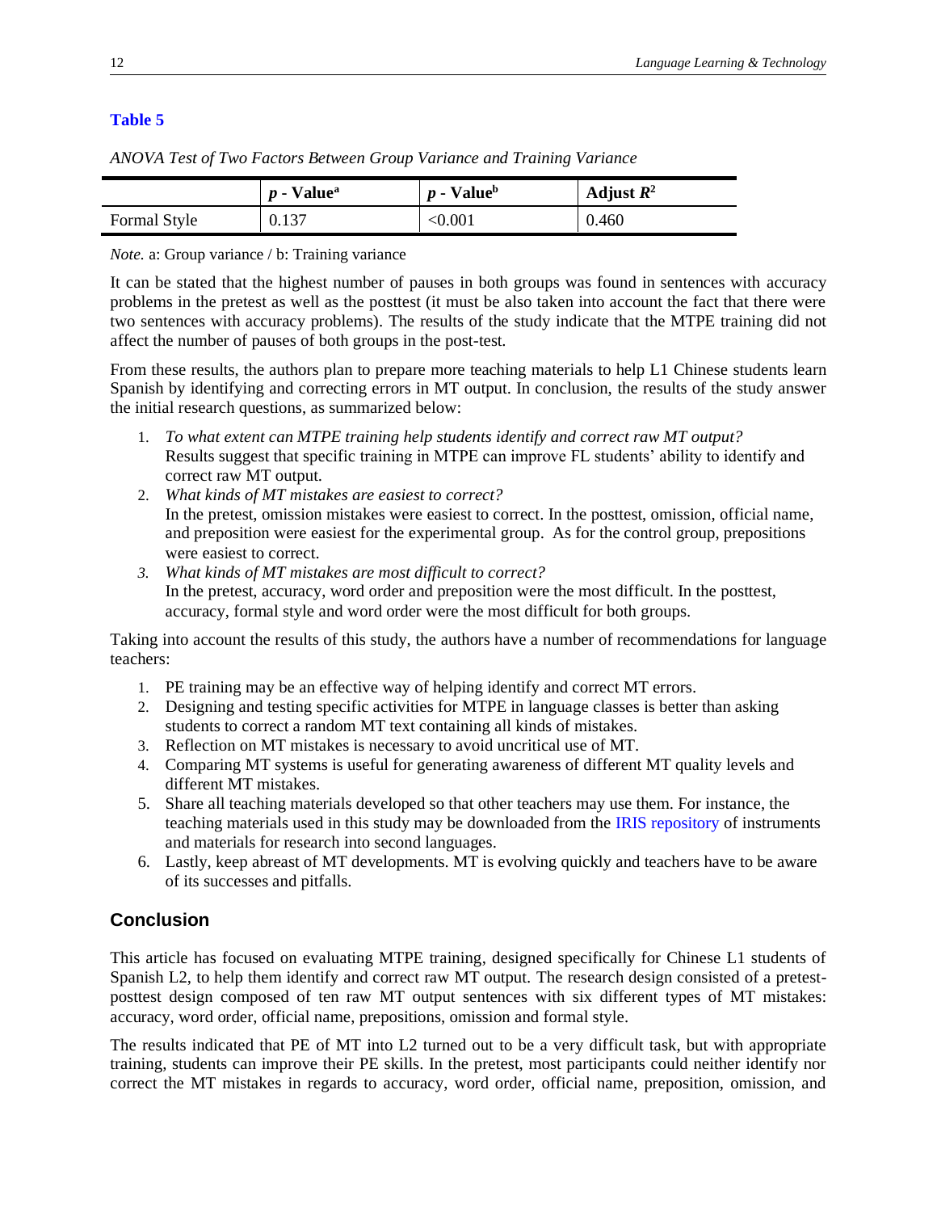**Table 5**

*ANOVA Test of Two Factors Between Group Variance and Training Variance*

| | $p$ - Value[a] | $p$ - Value[b] | Adjust $R^2$ |
|---|---|---|---|
| Formal Style | 0.137 | <0.001 | 0.460 |

*Note.* a: Group variance / b: Training variance

It can be stated that the highest number of pauses in both groups was found in sentences with accuracy problems in the pretest as well as the posttest (it must be also taken into account the fact that there were two sentences with accuracy problems). The results of the study indicate that the MTPE training did not affect the number of pauses of both groups in the post-test.

From these results, the authors plan to prepare more teaching materials to help L1 Chinese students learn Spanish by identifying and correcting errors in MT output. In conclusion, the results of the study answer the initial research questions, as summarized below:

1. *To what extent can MTPE training help students identify and correct raw MT output?*
   Results suggest that specific training in MTPE can improve FL students' ability to identify and correct raw MT output.
2. *What kinds of MT mistakes are easiest to correct?*
   In the pretest, omission mistakes were easiest to correct. In the posttest, omission, official name, and preposition were easiest for the experimental group. As for the control group, prepositions were easiest to correct.
3. *What kinds of MT mistakes are most difficult to correct?*
   In the pretest, accuracy, word order and preposition were the most difficult. In the posttest, accuracy, formal style and word order were the most difficult for both groups.

Taking into account the results of this study, the authors have a number of recommendations for language teachers:

1. PE training may be an effective way of helping identify and correct MT errors.
2. Designing and testing specific activities for MTPE in language classes is better than asking students to correct a random MT text containing all kinds of mistakes.
3. Reflection on MT mistakes is necessary to avoid uncritical use of MT.
4. Comparing MT systems is useful for generating awareness of different MT quality levels and different MT mistakes.
5. Share all teaching materials developed so that other teachers may use them. For instance, the teaching materials used in this study may be downloaded from the IRIS repository of instruments and materials for research into second languages.
6. Lastly, keep abreast of MT developments. MT is evolving quickly and teachers have to be aware of its successes and pitfalls.

## Conclusion

This article has focused on evaluating MTPE training, designed specifically for Chinese L1 students of Spanish L2, to help them identify and correct raw MT output. The research design consisted of a pretest-posttest design composed of ten raw MT output sentences with six different types of MT mistakes: accuracy, word order, official name, prepositions, omission and formal style.

The results indicated that PE of MT into L2 turned out to be a very difficult task, but with appropriate training, students can improve their PE skills. In the pretest, most participants could neither identify nor correct the MT mistakes in regards to accuracy, word order, official name, preposition, omission, and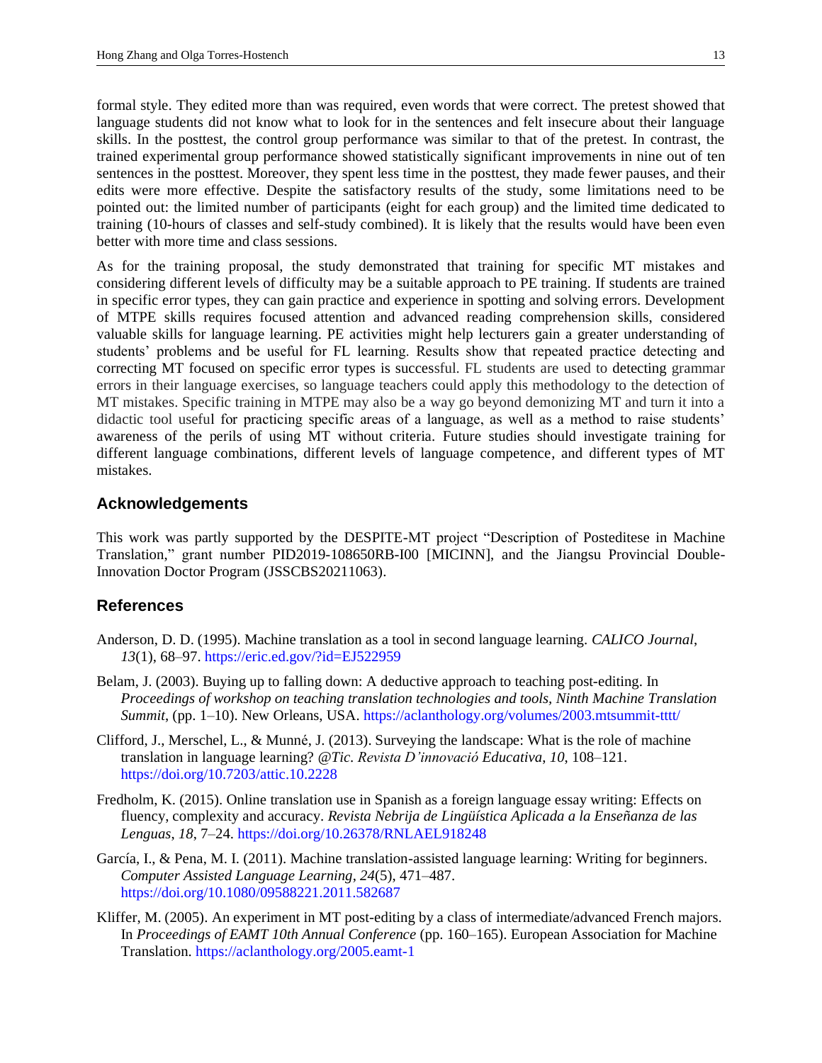formal style. They edited more than was required, even words that were correct. The pretest showed that language students did not know what to look for in the sentences and felt insecure about their language skills. In the posttest, the control group performance was similar to that of the pretest. In contrast, the trained experimental group performance showed statistically significant improvements in nine out of ten sentences in the posttest. Moreover, they spent less time in the posttest, they made fewer pauses, and their edits were more effective. Despite the satisfactory results of the study, some limitations need to be pointed out: the limited number of participants (eight for each group) and the limited time dedicated to training (10-hours of classes and self-study combined). It is likely that the results would have been even better with more time and class sessions.

As for the training proposal, the study demonstrated that training for specific MT mistakes and considering different levels of difficulty may be a suitable approach to PE training. If students are trained in specific error types, they can gain practice and experience in spotting and solving errors. Development of MTPE skills requires focused attention and advanced reading comprehension skills, considered valuable skills for language learning. PE activities might help lecturers gain a greater understanding of students' problems and be useful for FL learning. Results show that repeated practice detecting and correcting MT focused on specific error types is successful. FL students are used to detecting grammar errors in their language exercises, so language teachers could apply this methodology to the detection of MT mistakes. Specific training in MTPE may also be a way go beyond demonizing MT and turn it into a didactic tool useful for practicing specific areas of a language, as well as a method to raise students' awareness of the perils of using MT without criteria. Future studies should investigate training for different language combinations, different levels of language competence, and different types of MT mistakes.

## Acknowledgements

This work was partly supported by the DESPITE-MT project "Description of Posteditese in Machine Translation," grant number PID2019-108650RB-I00 [MICINN], and the Jiangsu Provincial Double-Innovation Doctor Program (JSSCBS20211063).

## References

Anderson, D. D. (1995). Machine translation as a tool in second language learning. *CALICO Journal*, *13*(1), 68–97. https://eric.ed.gov/?id=EJ522959

Belam, J. (2003). Buying up to falling down: A deductive approach to teaching post-editing. In *Proceedings of workshop on teaching translation technologies and tools, Ninth Machine Translation Summit*, (pp. 1–10). New Orleans, USA. https://aclanthology.org/volumes/2003.mtsummit-tttt/

Clifford, J., Merschel, L., & Munné, J. (2013). Surveying the landscape: What is the role of machine translation in language learning? *@Tic. Revista D'innovació Educativa*, *10*, 108–121. https://doi.org/10.7203/attic.10.2228

Fredholm, K. (2015). Online translation use in Spanish as a foreign language essay writing: Effects on fluency, complexity and accuracy. *Revista Nebrija de Lingüística Aplicada a la Enseñanza de las Lenguas*, *18*, 7–24. https://doi.org/10.26378/RNLAEL918248

García, I., & Pena, M. I. (2011). Machine translation-assisted language learning: Writing for beginners. *Computer Assisted Language Learning*, *24*(5), 471–487. https://doi.org/10.1080/09588221.2011.582687

Kliffer, M. (2005). An experiment in MT post-editing by a class of intermediate/advanced French majors. In *Proceedings of EAMT 10th Annual Conference* (pp. 160–165). European Association for Machine Translation. https://aclanthology.org/2005.eamt-1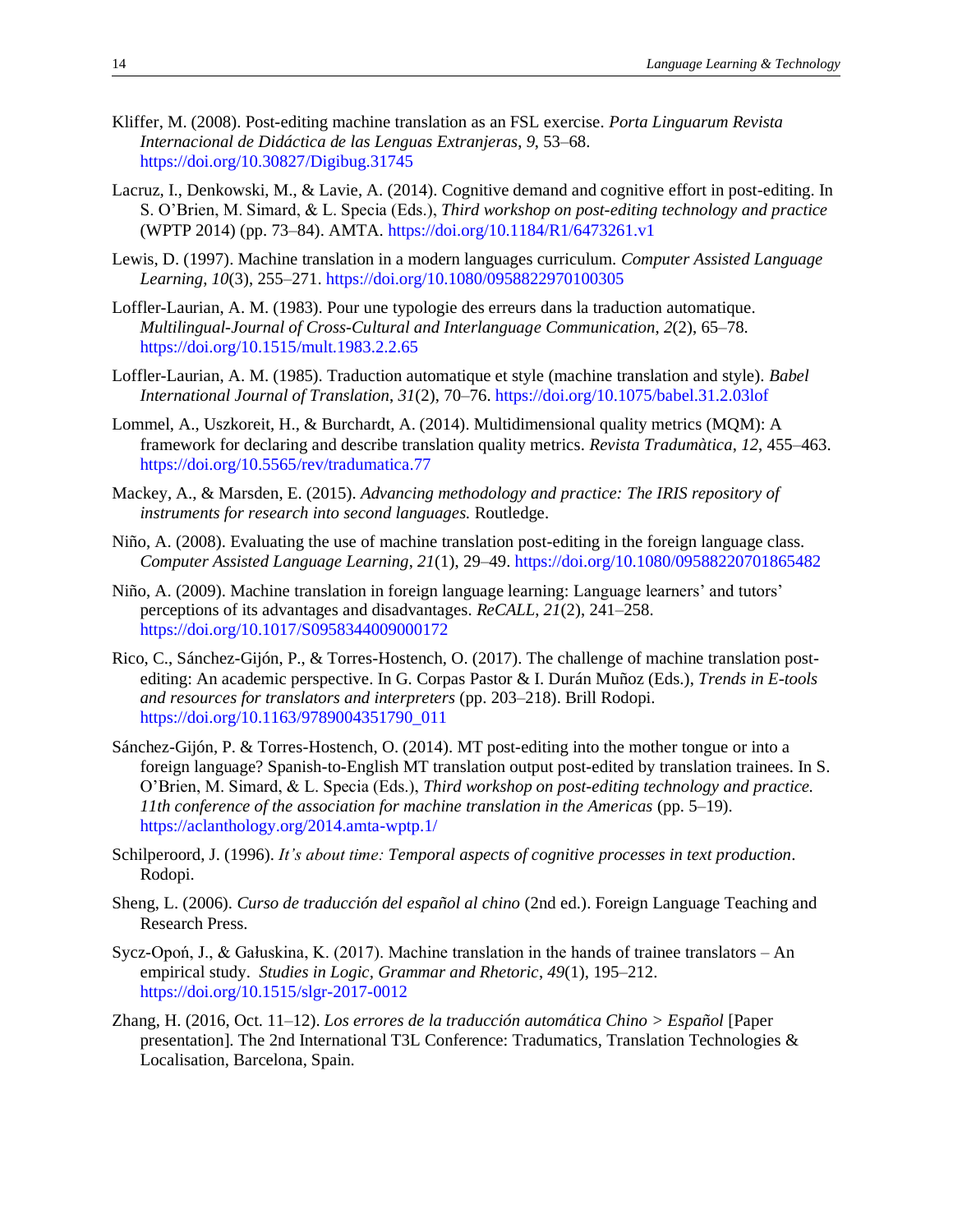Kliffer, M. (2008). Post-editing machine translation as an FSL exercise. *Porta Linguarum Revista Internacional de Didáctica de las Lenguas Extranjeras*, *9*, 53–68. https://doi.org/10.30827/Digibug.31745

Lacruz, I., Denkowski, M., & Lavie, A. (2014). Cognitive demand and cognitive effort in post-editing. In S. O'Brien, M. Simard, & L. Specia (Eds.), *Third workshop on post-editing technology and practice* (WPTP 2014) (pp. 73–84). AMTA. https://doi.org/10.1184/R1/6473261.v1

Lewis, D. (1997). Machine translation in a modern languages curriculum. *Computer Assisted Language Learning*, *10*(3), 255–271. https://doi.org/10.1080/0958822970100305

Loffler-Laurian, A. M. (1983). Pour une typologie des erreurs dans la traduction automatique. *Multilingual-Journal of Cross-Cultural and Interlanguage Communication*, *2*(2), 65–78. https://doi.org/10.1515/mult.1983.2.2.65

Loffler-Laurian, A. M. (1985). Traduction automatique et style (machine translation and style). *Babel International Journal of Translation*, *31*(2), 70–76. https://doi.org/10.1075/babel.31.2.03lof

Lommel, A., Uszkoreit, H., & Burchardt, A. (2014). Multidimensional quality metrics (MQM): A framework for declaring and describe translation quality metrics. *Revista Tradumàtica*, *12*, 455–463. https://doi.org/10.5565/rev/tradumatica.77

Mackey, A., & Marsden, E. (2015). *Advancing methodology and practice: The IRIS repository of instruments for research into second languages.* Routledge.

Niño, A. (2008). Evaluating the use of machine translation post-editing in the foreign language class. *Computer Assisted Language Learning*, *21*(1), 29–49. https://doi.org/10.1080/09588220701865482

Niño, A. (2009). Machine translation in foreign language learning: Language learners' and tutors' perceptions of its advantages and disadvantages. *ReCALL*, *21*(2), 241–258. https://doi.org/10.1017/S0958344009000172

Rico, C., Sánchez-Gijón, P., & Torres-Hostench, O. (2017). The challenge of machine translation post-editing: An academic perspective. In G. Corpas Pastor & I. Durán Muñoz (Eds.), *Trends in E-tools and resources for translators and interpreters* (pp. 203–218). Brill Rodopi. https://doi.org/10.1163/9789004351790_011

Sánchez-Gijón, P. & Torres-Hostench, O. (2014). MT post-editing into the mother tongue or into a foreign language? Spanish-to-English MT translation output post-edited by translation trainees. In S. O'Brien, M. Simard, & L. Specia (Eds.), *Third workshop on post-editing technology and practice. 11th conference of the association for machine translation in the Americas* (pp. 5–19). https://aclanthology.org/2014.amta-wptp.1/

Schilperoord, J. (1996). *It's about time: Temporal aspects of cognitive processes in text production*. Rodopi.

Sheng, L. (2006). *Curso de traducción del español al chino* (2nd ed.). Foreign Language Teaching and Research Press.

Sycz-Opoń, J., & Gałuskina, K. (2017). Machine translation in the hands of trainee translators – An empirical study. *Studies in Logic, Grammar and Rhetoric*, *49*(1), 195–212. https://doi.org/10.1515/slgr-2017-0012

Zhang, H. (2016, Oct. 11–12). *Los errores de la traducción automática Chino > Español* [Paper presentation]. The 2nd International T3L Conference: Tradumatics, Translation Technologies & Localisation, Barcelona, Spain.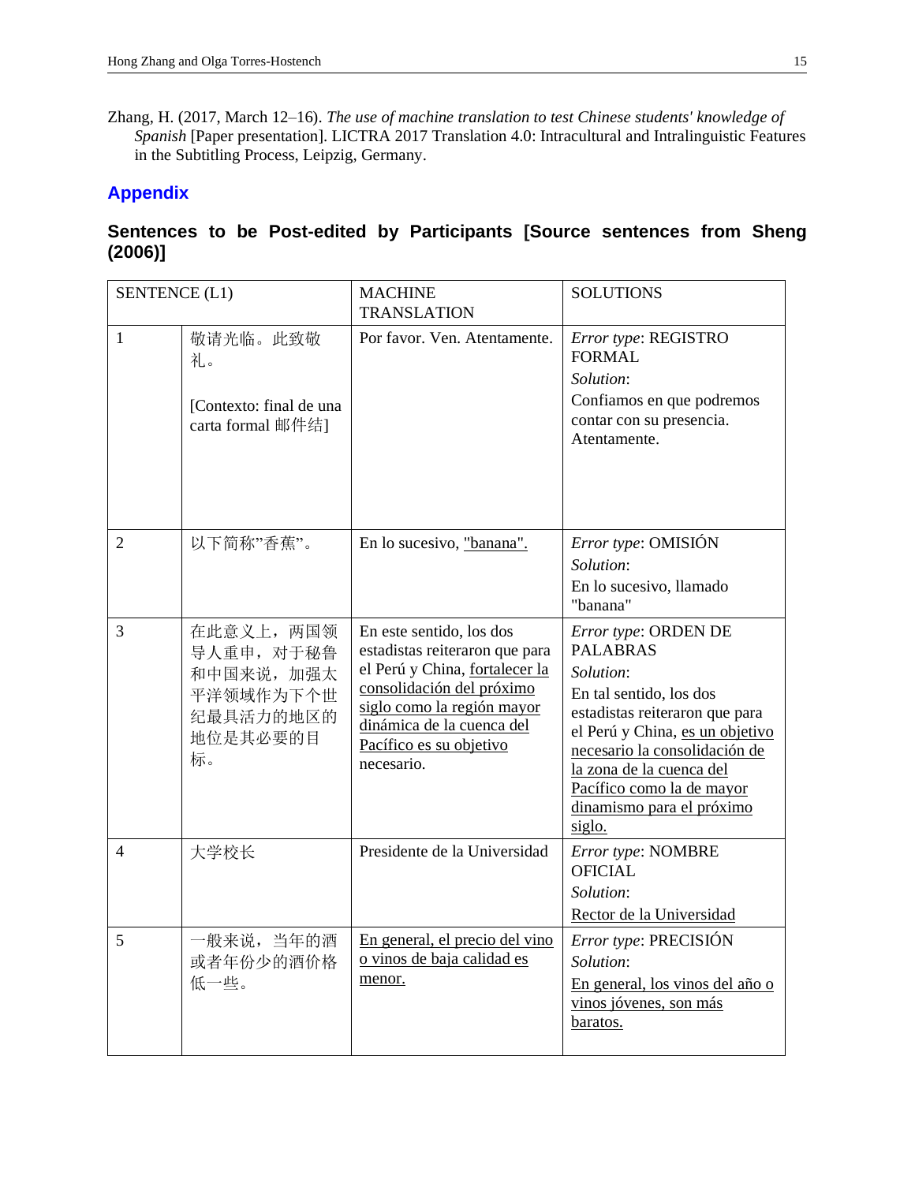Zhang, H. (2017, March 12–16). *The use of machine translation to test Chinese students' knowledge of Spanish* [Paper presentation]. LICTRA 2017 Translation 4.0: Intracultural and Intralinguistic Features in the Subtitling Process, Leipzig, Germany.

## Appendix

### Sentences to be Post-edited by Participants [Source sentences from Sheng (2006)]

| SENTENCE (L1) | | MACHINE TRANSLATION | SOLUTIONS |
|---|---|---|---|
| 1 | 敬请光临。此致敬礼。<br><br>[Contexto: final de una carta formal 邮件结] | Por favor. Ven. Atentamente. | *Error type*: REGISTRO FORMAL<br>*Solution*:<br>Confiamos en que podremos contar con su presencia. Atentamente. |
| 2 | 以下简称"香蕉"。 | En lo sucesivo, <u>"banana".</u> | *Error type*: OMISIÓN<br>*Solution*:<br>En lo sucesivo, llamado "banana" |
| 3 | 在此意义上，两国领导人重申，对于秘鲁和中国来说，加强太平洋领域作为下个世纪最具活力的地区的地位是其必要的目标。 | En este sentido, los dos estadistas reiteraron que para el Perú y China, <u>fortalecer la consolidación del próximo siglo como la región mayor dinámica de la cuenca del Pacífico es su objetivo</u> necesario. | *Error type*: ORDEN DE PALABRAS<br>*Solution*:<br>En tal sentido, los dos estadistas reiteraron que para el Perú y China, <u>es un objetivo necesario la consolidación de la zona de la cuenca del Pacífico como la de mayor dinamismo para el próximo siglo.</u> |
| 4 | 大学校长 | Presidente de la Universidad | *Error type*: NOMBRE OFICIAL<br>*Solution*:<br><u>Rector de la Universidad</u> |
| 5 | 一般来说，当年的酒或者年份少的酒价格低一些。 | <u>En general, el precio del vino o vinos de baja calidad es menor.</u> | *Error type*: PRECISIÓN<br>*Solution*:<br><u>En general, los vinos del año o vinos jóvenes, son más baratos.</u> |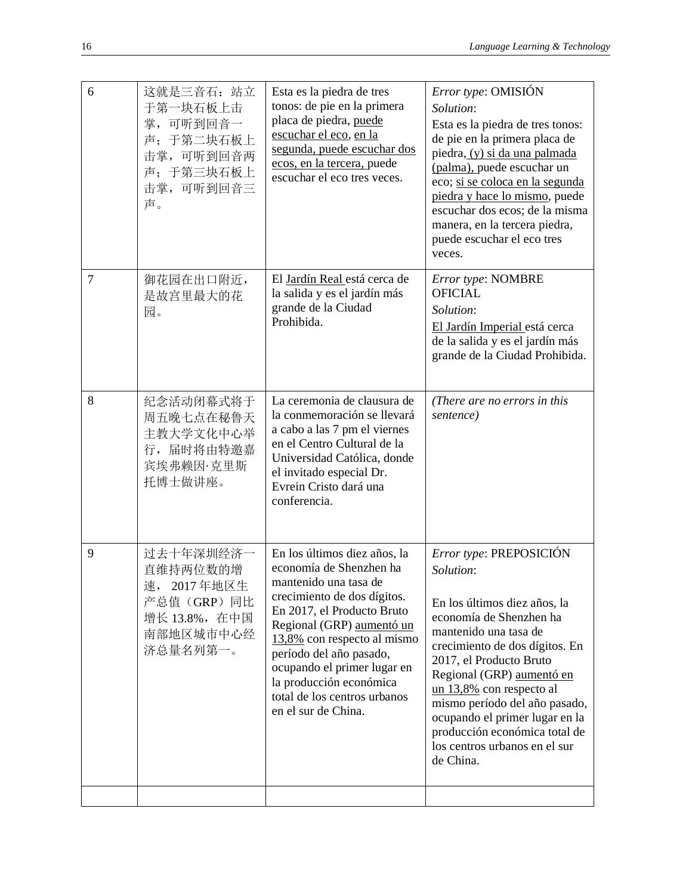| 6 | 这就是三音石：站立于第一块石板上击掌，可听到回音一声；于第二块石板上击掌，可听到回音两声；于第三块石板上击掌，可听到回音三声。 | Esta es la piedra de tres tonos: de pie en la primera placa de piedra, puede escuchar el eco, en la segunda, puede escuchar dos ecos, en la tercera, puede escuchar el eco tres veces. | *Error type*: OMISIÓN<br>*Solution*:<br>Esta es la piedra de tres tonos: de pie en la primera placa de piedra, (y) si da una palmada (palma), puede escuchar un eco; si se coloca en la segunda piedra y hace lo mismo, puede escuchar dos ecos; de la misma manera, en la tercera piedra, puede escuchar el eco tres veces. |
|---|---|---|---|
| 7 | 御花园在出口附近，是故宫里最大的花园。 | El Jardín Real está cerca de la salida y es el jardín más grande de la Ciudad Prohibida. | *Error type*: NOMBRE OFICIAL<br>*Solution*:<br>El Jardín Imperial está cerca de la salida y es el jardín más grande de la Ciudad Prohibida. |
| 8 | 纪念活动闭幕式将于周五晚七点在秘鲁天主教大学文化中心举行，届时将由特邀嘉宾埃弗赖因·克里斯托博士做讲座。 | La ceremonia de clausura de la conmemoración se llevará a cabo a las 7 pm el viernes en el Centro Cultural de la Universidad Católica, donde el invitado especial Dr. Evrein Cristo dará una conferencia. | *(There are no errors in this sentence)* |
| 9 | 过去十年深圳经济一直维持两位数的增速，2017 年地区生产总值（GRP）同比增长 13.8%，在中国南部地区城市中心经济总量名列第一。 | En los últimos diez años, la economía de Shenzhen ha mantenido una tasa de crecimiento de dos dígitos. En 2017, el Producto Bruto Regional (GRP) aumentó un 13,8% con respecto al mismo período del año pasado, ocupando el primer lugar en la producción económica total de los centros urbanos en el sur de China. | *Error type*: PREPOSICIÓN<br>*Solution*:<br>En los últimos diez años, la economía de Shenzhen ha mantenido una tasa de crecimiento de dos dígitos. En 2017, el Producto Bruto Regional (GRP) aumentó en un 13,8% con respecto al mismo período del año pasado, ocupando el primer lugar en la producción económica total de los centros urbanos en el sur de China. |
| | | | |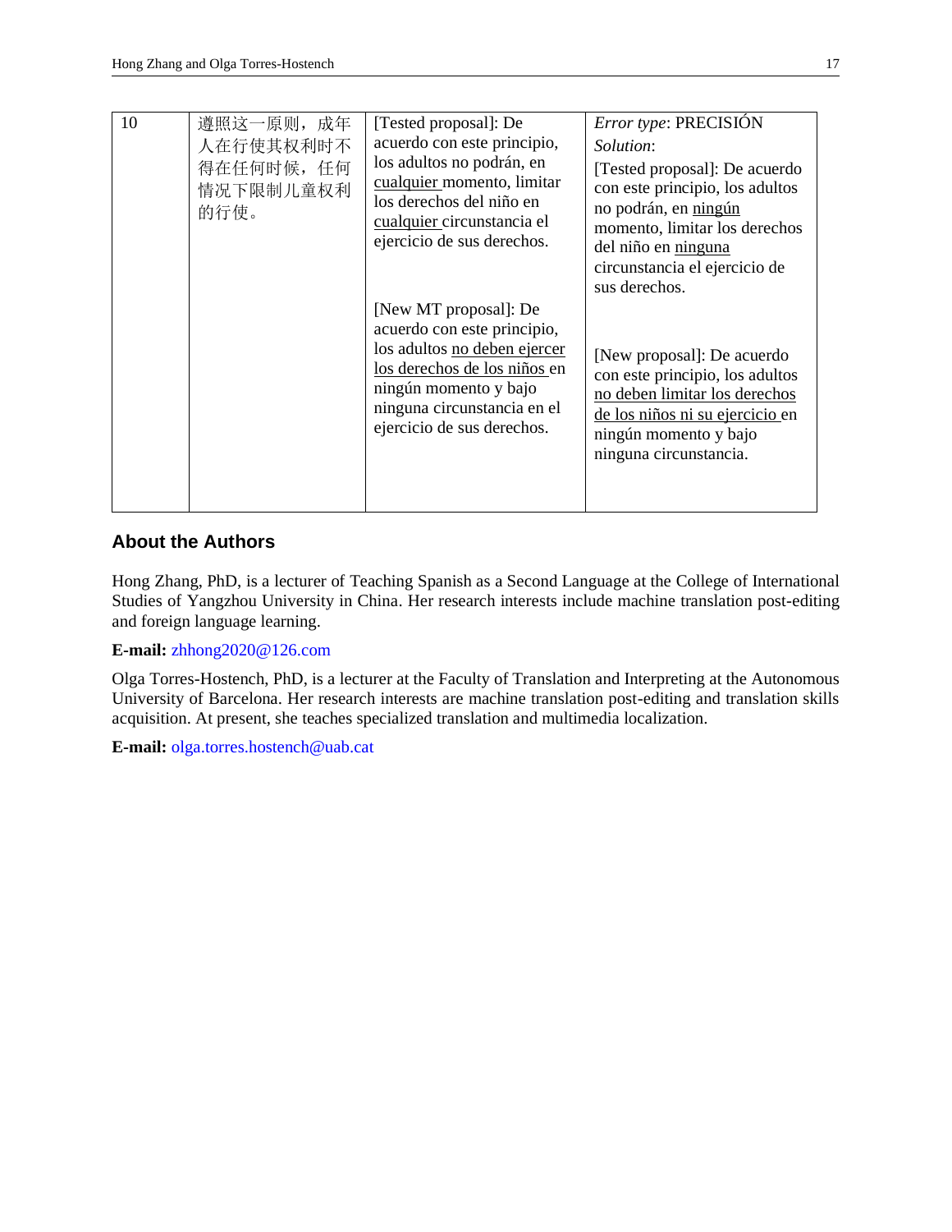| | | | |
|---|---|---|---|
| 10 | 遵照这一原则，成年人在行使其权利时不得在任何时候，任何情况下限制儿童权利的行使。 | [Tested proposal]: De acuerdo con este principio, los adultos no podrán, en <u>cualquier</u> momento, limitar los derechos del niño en <u>cualquier</u> circunstancia el ejercicio de sus derechos.<br><br>[New MT proposal]: De acuerdo con este principio, los adultos <u>no deben ejercer los derechos de los niños</u> en ningún momento y bajo ninguna circunstancia en el ejercicio de sus derechos. | *Error type*: PRECISIÓN<br>*Solution*:<br>[Tested proposal]: De acuerdo con este principio, los adultos no podrán, en <u>ningún</u> momento, limitar los derechos del niño en <u>ninguna</u> circunstancia el ejercicio de sus derechos.<br><br>[New proposal]: De acuerdo con este principio, los adultos <u>no deben limitar los derechos de los niños ni su ejercicio</u> en ningún momento y bajo ninguna circunstancia. |

## About the Authors

Hong Zhang, PhD, is a lecturer of Teaching Spanish as a Second Language at the College of International Studies of Yangzhou University in China. Her research interests include machine translation post-editing and foreign language learning.

**E-mail:** zhhong2020@126.com

Olga Torres-Hostench, PhD, is a lecturer at the Faculty of Translation and Interpreting at the Autonomous University of Barcelona. Her research interests are machine translation post-editing and translation skills acquisition. At present, she teaches specialized translation and multimedia localization.

**E-mail:** olga.torres.hostench@uab.cat